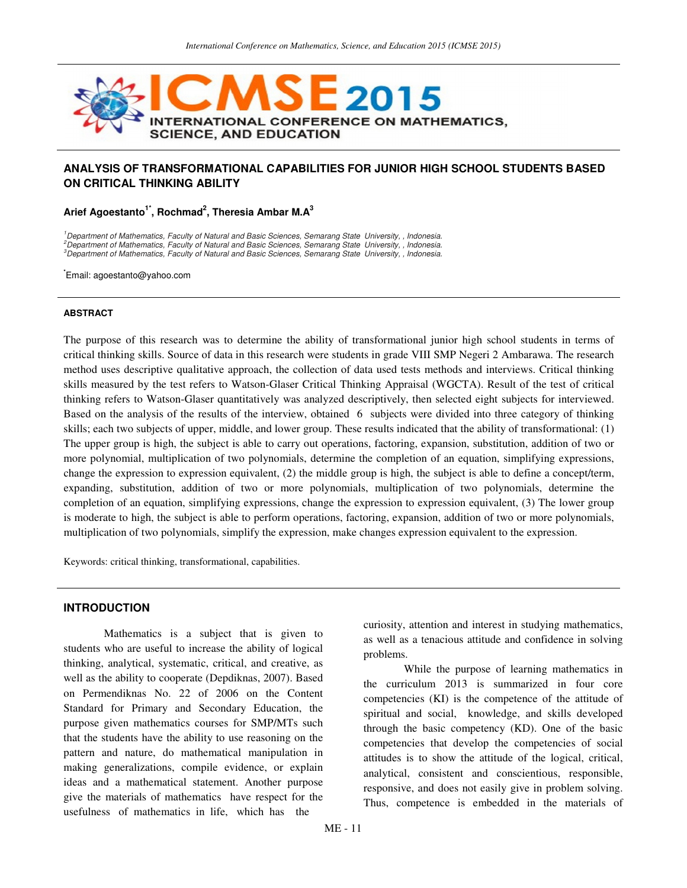# ANALYSIS OF TRANSFORMATIONAL CAPABILITIES FOR JUNIOR HIGH SCHOOL STUDENTS BASED ON CRITICAL THINKING ABILITY

**Arief Agoestanto[1*], Rochmad[2], Theresia Ambar M.A[3]**

[1]*Department of Mathematics, Faculty of Natural and Basic Sciences, Semarang State University, , Indonesia.*
[2]*Department of Mathematics, Faculty of Natural and Basic Sciences, Semarang State University, , Indonesia.*
[3]*Department of Mathematics, Faculty of Natural and Basic Sciences, Semarang State University, , Indonesia.*

[*]Email: agoestanto@yahoo.com

#### ABSTRACT

The purpose of this research was to determine the ability of transformational junior high school students in terms of critical thinking skills. Source of data in this research were students in grade VIII SMP Negeri 2 Ambarawa. The research method uses descriptive qualitative approach, the collection of data used tests methods and interviews. Critical thinking skills measured by the test refers to Watson-Glaser Critical Thinking Appraisal (WGCTA). Result of the test of critical thinking refers to Watson-Glaser quantitatively was analyzed descriptively, then selected eight subjects for interviewed. Based on the analysis of the results of the interview, obtained 6 subjects were divided into three category of thinking skills; each two subjects of upper, middle, and lower group. These results indicated that the ability of transformational: (1) The upper group is high, the subject is able to carry out operations, factoring, expansion, substitution, addition of two or more polynomial, multiplication of two polynomials, determine the completion of an equation, simplifying expressions, change the expression to expression equivalent, (2) the middle group is high, the subject is able to define a concept/term, expanding, substitution, addition of two or more polynomials, multiplication of two polynomials, determine the completion of an equation, simplifying expressions, change the expression to expression equivalent, (3) The lower group is moderate to high, the subject is able to perform operations, factoring, expansion, addition of two or more polynomials, multiplication of two polynomials, simplify the expression, make changes expression equivalent to the expression.

Keywords: critical thinking, transformational, capabilities.

## INTRODUCTION

Mathematics is a subject that is given to students who are useful to increase the ability of logical thinking, analytical, systematic, critical, and creative, as well as the ability to cooperate (Depdiknas, 2007). Based on Permendiknas No. 22 of 2006 on the Content Standard for Primary and Secondary Education, the purpose given mathematics courses for SMP/MTs such that the students have the ability to use reasoning on the pattern and nature, do mathematical manipulation in making generalizations, compile evidence, or explain ideas and a mathematical statement. Another purpose give the materials of mathematics have respect for the usefulness of mathematics in life, which has the curiosity, attention and interest in studying mathematics, as well as a tenacious attitude and confidence in solving problems.

While the purpose of learning mathematics in the curriculum 2013 is summarized in four core competencies (KI) is the competence of the attitude of spiritual and social, knowledge, and skills developed through the basic competency (KD). One of the basic competencies that develop the competencies of social attitudes is to show the attitude of the logical, critical, analytical, consistent and conscientious, responsible, responsive, and does not easily give in problem solving. Thus, competence is embedded in the materials of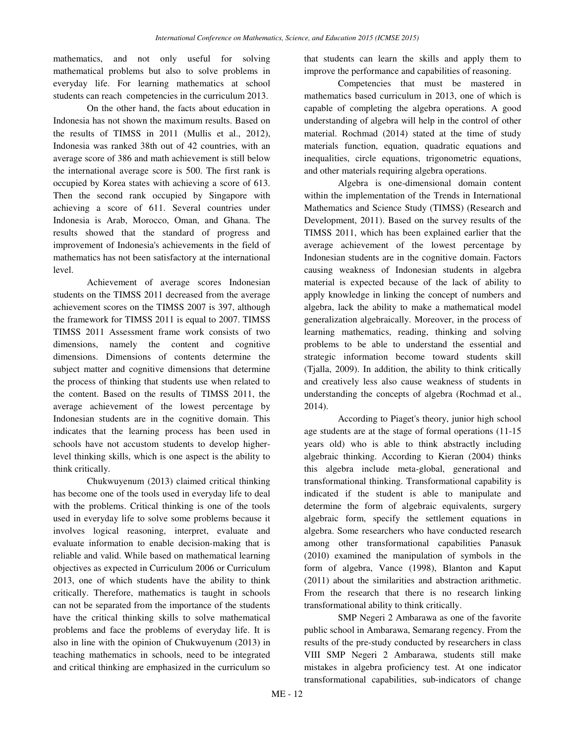mathematics, and not only useful for solving mathematical problems but also to solve problems in everyday life. For learning mathematics at school students can reach competencies in the curriculum 2013.

On the other hand, the facts about education in Indonesia has not shown the maximum results. Based on the results of TIMSS in 2011 (Mullis et al., 2012), Indonesia was ranked 38th out of 42 countries, with an average score of 386 and math achievement is still below the international average score is 500. The first rank is occupied by Korea states with achieving a score of 613. Then the second rank occupied by Singapore with achieving a score of 611. Several countries under Indonesia is Arab, Morocco, Oman, and Ghana. The results showed that the standard of progress and improvement of Indonesia's achievements in the field of mathematics has not been satisfactory at the international level.

Achievement of average scores Indonesian students on the TIMSS 2011 decreased from the average achievement scores on the TIMSS 2007 is 397, although the framework for TIMSS 2011 is equal to 2007. TIMSS TIMSS 2011 Assessment frame work consists of two dimensions, namely the content and cognitive dimensions. Dimensions of contents determine the subject matter and cognitive dimensions that determine the process of thinking that students use when related to the content. Based on the results of TIMSS 2011, the average achievement of the lowest percentage by Indonesian students are in the cognitive domain. This indicates that the learning process has been used in schools have not accustom students to develop higher-level thinking skills, which is one aspect is the ability to think critically.

Chukwuyenum (2013) claimed critical thinking has become one of the tools used in everyday life to deal with the problems. Critical thinking is one of the tools used in everyday life to solve some problems because it involves logical reasoning, interpret, evaluate and evaluate information to enable decision-making that is reliable and valid. While based on mathematical learning objectives as expected in Curriculum 2006 or Curriculum 2013, one of which students have the ability to think critically. Therefore, mathematics is taught in schools can not be separated from the importance of the students have the critical thinking skills to solve mathematical problems and face the problems of everyday life. It is also in line with the opinion of Chukwuyenum (2013) in teaching mathematics in schools, need to be integrated and critical thinking are emphasized in the curriculum so that students can learn the skills and apply them to improve the performance and capabilities of reasoning.

Competencies that must be mastered in mathematics based curriculum in 2013, one of which is capable of completing the algebra operations. A good understanding of algebra will help in the control of other material. Rochmad (2014) stated at the time of study materials function, equation, quadratic equations and inequalities, circle equations, trigonometric equations, and other materials requiring algebra operations.

Algebra is one-dimensional domain content within the implementation of the Trends in International Mathematics and Science Study (TIMSS) (Research and Development, 2011). Based on the survey results of the TIMSS 2011, which has been explained earlier that the average achievement of the lowest percentage by Indonesian students are in the cognitive domain. Factors causing weakness of Indonesian students in algebra material is expected because of the lack of ability to apply knowledge in linking the concept of numbers and algebra, lack the ability to make a mathematical model generalization algebraically. Moreover, in the process of learning mathematics, reading, thinking and solving problems to be able to understand the essential and strategic information become toward students skill (Tjalla, 2009). In addition, the ability to think critically and creatively less also cause weakness of students in understanding the concepts of algebra (Rochmad et al., 2014).

According to Piaget's theory, junior high school age students are at the stage of formal operations (11-15 years old) who is able to think abstractly including algebraic thinking. According to Kieran (2004) thinks this algebra include meta-global, generational and transformational thinking. Transformational capability is indicated if the student is able to manipulate and determine the form of algebraic equivalents, surgery algebraic form, specify the settlement equations in algebra. Some researchers who have conducted research among other transformational capabilities Panasuk (2010) examined the manipulation of symbols in the form of algebra, Vance (1998), Blanton and Kaput (2011) about the similarities and abstraction arithmetic. From the research that there is no research linking transformational ability to think critically.

SMP Negeri 2 Ambarawa as one of the favorite public school in Ambarawa, Semarang regency. From the results of the pre-study conducted by researchers in class VIII SMP Negeri 2 Ambarawa, students still make mistakes in algebra proficiency test. At one indicator transformational capabilities, sub-indicators of change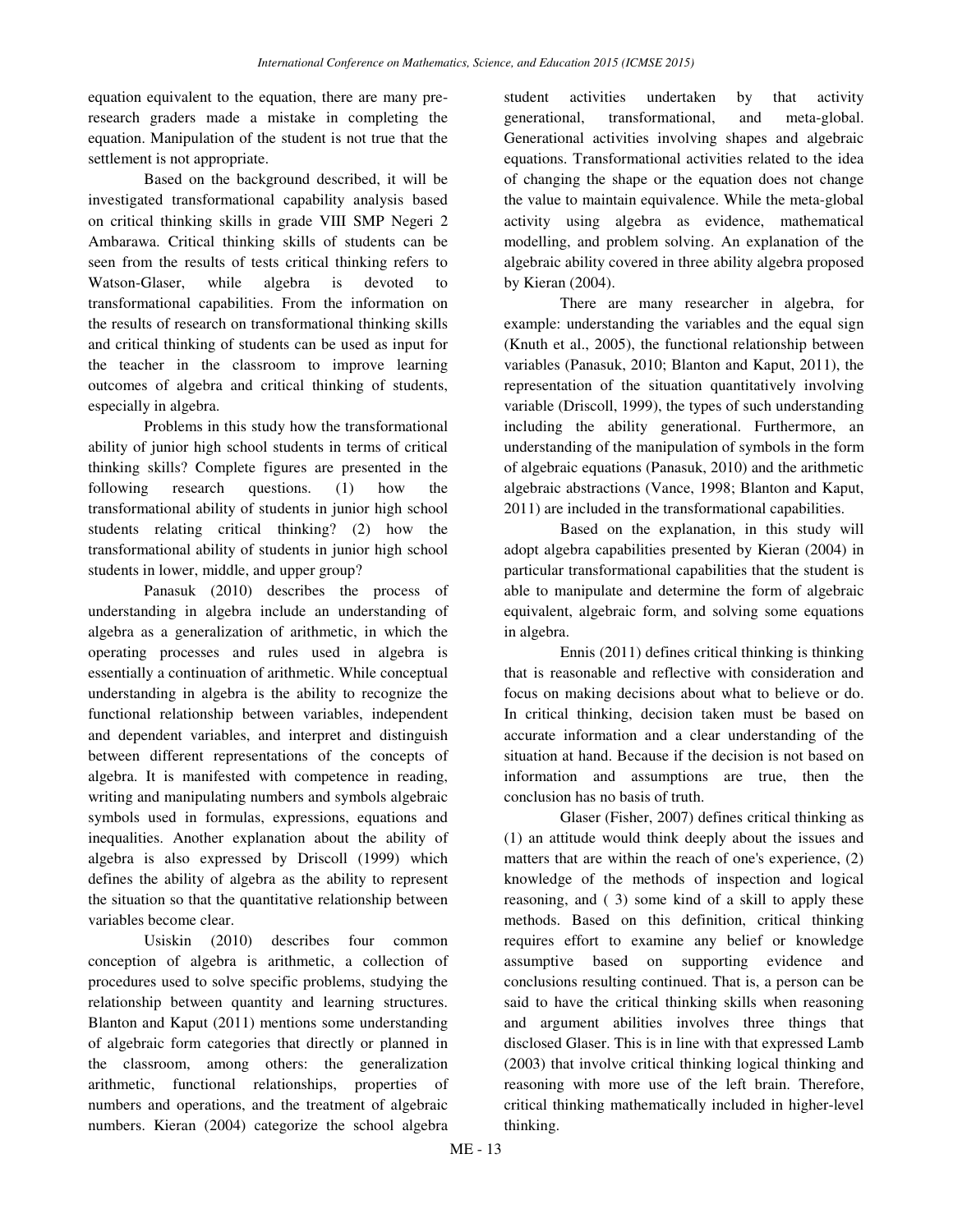equation equivalent to the equation, there are many pre-research graders made a mistake in completing the equation. Manipulation of the student is not true that the settlement is not appropriate.

Based on the background described, it will be investigated transformational capability analysis based on critical thinking skills in grade VIII SMP Negeri 2 Ambarawa. Critical thinking skills of students can be seen from the results of tests critical thinking refers to Watson-Glaser, while algebra is devoted to transformational capabilities. From the information on the results of research on transformational thinking skills and critical thinking of students can be used as input for the teacher in the classroom to improve learning outcomes of algebra and critical thinking of students, especially in algebra.

Problems in this study how the transformational ability of junior high school students in terms of critical thinking skills? Complete figures are presented in the following research questions. (1) how the transformational ability of students in junior high school students relating critical thinking? (2) how the transformational ability of students in junior high school students in lower, middle, and upper group?

Panasuk (2010) describes the process of understanding in algebra include an understanding of algebra as a generalization of arithmetic, in which the operating processes and rules used in algebra is essentially a continuation of arithmetic. While conceptual understanding in algebra is the ability to recognize the functional relationship between variables, independent and dependent variables, and interpret and distinguish between different representations of the concepts of algebra. It is manifested with competence in reading, writing and manipulating numbers and symbols algebraic symbols used in formulas, expressions, equations and inequalities. Another explanation about the ability of algebra is also expressed by Driscoll (1999) which defines the ability of algebra as the ability to represent the situation so that the quantitative relationship between variables become clear.

Usiskin (2010) describes four common conception of algebra is arithmetic, a collection of procedures used to solve specific problems, studying the relationship between quantity and learning structures. Blanton and Kaput (2011) mentions some understanding of algebraic form categories that directly or planned in the classroom, among others: the generalization arithmetic, functional relationships, properties of numbers and operations, and the treatment of algebraic numbers. Kieran (2004) categorize the school algebra student activities undertaken by that activity generational, transformational, and meta-global. Generational activities involving shapes and algebraic equations. Transformational activities related to the idea of changing the shape or the equation does not change the value to maintain equivalence. While the meta-global activity using algebra as evidence, mathematical modelling, and problem solving. An explanation of the algebraic ability covered in three ability algebra proposed by Kieran (2004).

There are many researcher in algebra, for example: understanding the variables and the equal sign (Knuth et al., 2005), the functional relationship between variables (Panasuk, 2010; Blanton and Kaput, 2011), the representation of the situation quantitatively involving variable (Driscoll, 1999), the types of such understanding including the ability generational. Furthermore, an understanding of the manipulation of symbols in the form of algebraic equations (Panasuk, 2010) and the arithmetic algebraic abstractions (Vance, 1998; Blanton and Kaput, 2011) are included in the transformational capabilities.

Based on the explanation, in this study will adopt algebra capabilities presented by Kieran (2004) in particular transformational capabilities that the student is able to manipulate and determine the form of algebraic equivalent, algebraic form, and solving some equations in algebra.

Ennis (2011) defines critical thinking is thinking that is reasonable and reflective with consideration and focus on making decisions about what to believe or do. In critical thinking, decision taken must be based on accurate information and a clear understanding of the situation at hand. Because if the decision is not based on information and assumptions are true, then the conclusion has no basis of truth.

Glaser (Fisher, 2007) defines critical thinking as (1) an attitude would think deeply about the issues and matters that are within the reach of one's experience, (2) knowledge of the methods of inspection and logical reasoning, and ( 3) some kind of a skill to apply these methods. Based on this definition, critical thinking requires effort to examine any belief or knowledge assumptive based on supporting evidence and conclusions resulting continued. That is, a person can be said to have the critical thinking skills when reasoning and argument abilities involves three things that disclosed Glaser. This is in line with that expressed Lamb (2003) that involve critical thinking logical thinking and reasoning with more use of the left brain. Therefore, critical thinking mathematically included in higher-level thinking.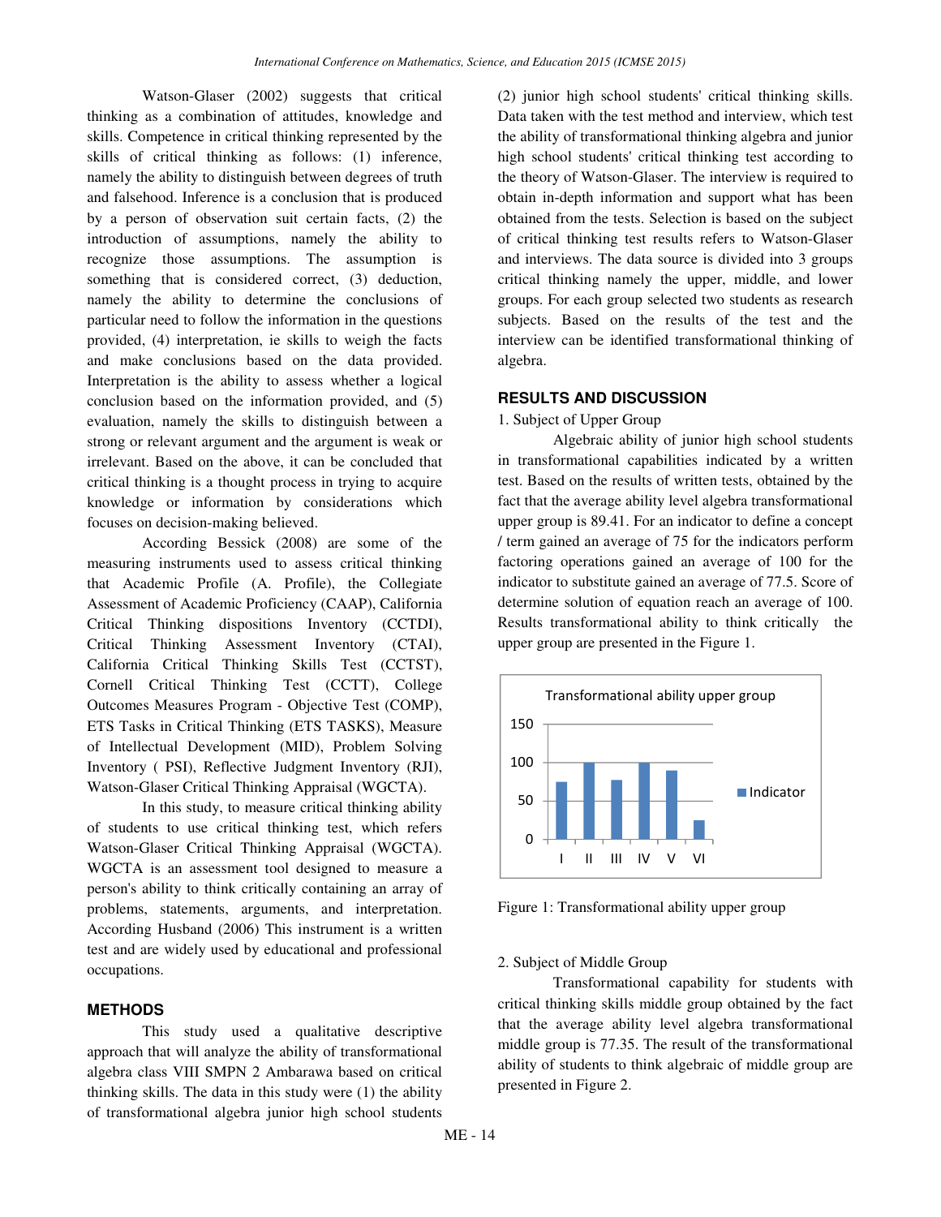Watson-Glaser (2002) suggests that critical thinking as a combination of attitudes, knowledge and skills. Competence in critical thinking represented by the skills of critical thinking as follows: (1) inference, namely the ability to distinguish between degrees of truth and falsehood. Inference is a conclusion that is produced by a person of observation suit certain facts, (2) the introduction of assumptions, namely the ability to recognize those assumptions. The assumption is something that is considered correct, (3) deduction, namely the ability to determine the conclusions of particular need to follow the information in the questions provided, (4) interpretation, ie skills to weigh the facts and make conclusions based on the data provided. Interpretation is the ability to assess whether a logical conclusion based on the information provided, and (5) evaluation, namely the skills to distinguish between a strong or relevant argument and the argument is weak or irrelevant. Based on the above, it can be concluded that critical thinking is a thought process in trying to acquire knowledge or information by considerations which focuses on decision-making believed.

According Bessick (2008) are some of the measuring instruments used to assess critical thinking that Academic Profile (A. Profile), the Collegiate Assessment of Academic Proficiency (CAAP), California Critical Thinking dispositions Inventory (CCTDI), Critical Thinking Assessment Inventory (CTAI), California Critical Thinking Skills Test (CCTST), Cornell Critical Thinking Test (CCTT), College Outcomes Measures Program - Objective Test (COMP), ETS Tasks in Critical Thinking (ETS TASKS), Measure of Intellectual Development (MID), Problem Solving Inventory ( PSI), Reflective Judgment Inventory (RJI), Watson-Glaser Critical Thinking Appraisal (WGCTA).

In this study, to measure critical thinking ability of students to use critical thinking test, which refers Watson-Glaser Critical Thinking Appraisal (WGCTA). WGCTA is an assessment tool designed to measure a person's ability to think critically containing an array of problems, statements, arguments, and interpretation. According Husband (2006) This instrument is a written test and are widely used by educational and professional occupations.

## METHODS

This study used a qualitative descriptive approach that will analyze the ability of transformational algebra class VIII SMPN 2 Ambarawa based on critical thinking skills. The data in this study were (1) the ability of transformational algebra junior high school students (2) junior high school students' critical thinking skills. Data taken with the test method and interview, which test the ability of transformational thinking algebra and junior high school students' critical thinking test according to the theory of Watson-Glaser. The interview is required to obtain in-depth information and support what has been obtained from the tests. Selection is based on the subject of critical thinking test results refers to Watson-Glaser and interviews. The data source is divided into 3 groups critical thinking namely the upper, middle, and lower groups. For each group selected two students as research subjects. Based on the results of the test and the interview can be identified transformational thinking of algebra.

## RESULTS AND DISCUSSION

1. Subject of Upper Group

Algebraic ability of junior high school students in transformational capabilities indicated by a written test. Based on the results of written tests, obtained by the fact that the average ability level algebra transformational upper group is 89.41. For an indicator to define a concept / term gained an average of 75 for the indicators perform factoring operations gained an average of 100 for the indicator to substitute gained an average of 77.5. Score of determine solution of equation reach an average of 100. Results transformational ability to think critically the upper group are presented in the Figure 1.

Figure 1: Transformational ability upper group

2. Subject of Middle Group

Transformational capability for students with critical thinking skills middle group obtained by the fact that the average ability level algebra transformational middle group is 77.35. The result of the transformational ability of students to think algebraic of middle group are presented in Figure 2.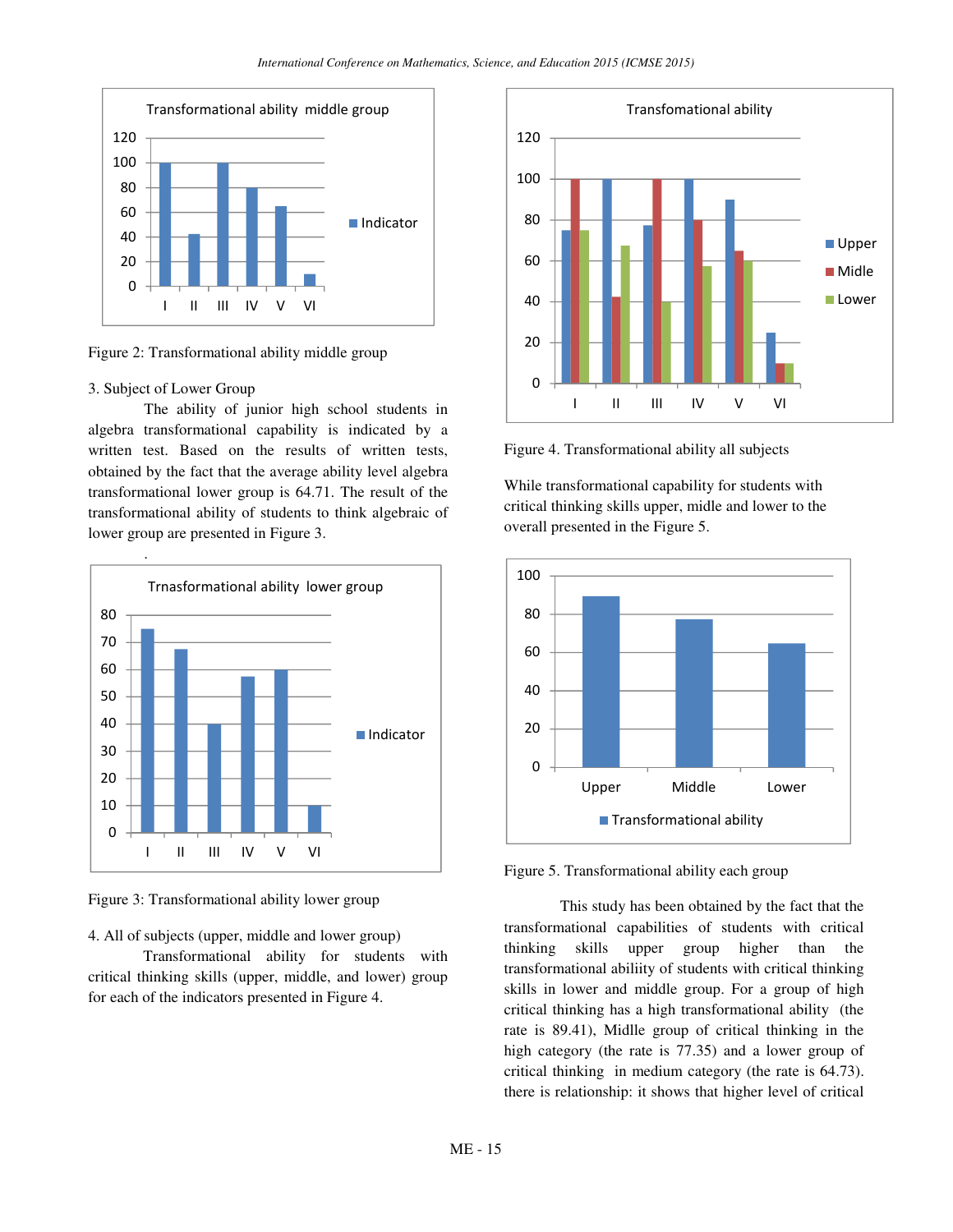Figure 2: Transformational ability middle group

3. Subject of Lower Group

The ability of junior high school students in algebra transformational capability is indicated by a written test. Based on the results of written tests, obtained by the fact that the average ability level algebra transformational lower group is 64.71. The result of the transformational ability of students to think algebraic of lower group are presented in Figure 3.

.

Figure 3: Transformational ability lower group

4. All of subjects (upper, middle and lower group)

Transformational ability for students with critical thinking skills (upper, middle, and lower) group for each of the indicators presented in Figure 4.

Figure 4. Transformational ability all subjects

While transformational capability for students with critical thinking skills upper, midle and lower to the overall presented in the Figure 5.

Figure 5. Transformational ability each group

This study has been obtained by the fact that the transformational capabilities of students with critical thinking skills upper group higher than the transformational abiliity of students with critical thinking skills in lower and middle group. For a group of high critical thinking has a high transformational ability (the rate is 89.41), Midlle group of critical thinking in the high category (the rate is 77.35) and a lower group of critical thinking in medium category (the rate is 64.73). there is relationship: it shows that higher level of critical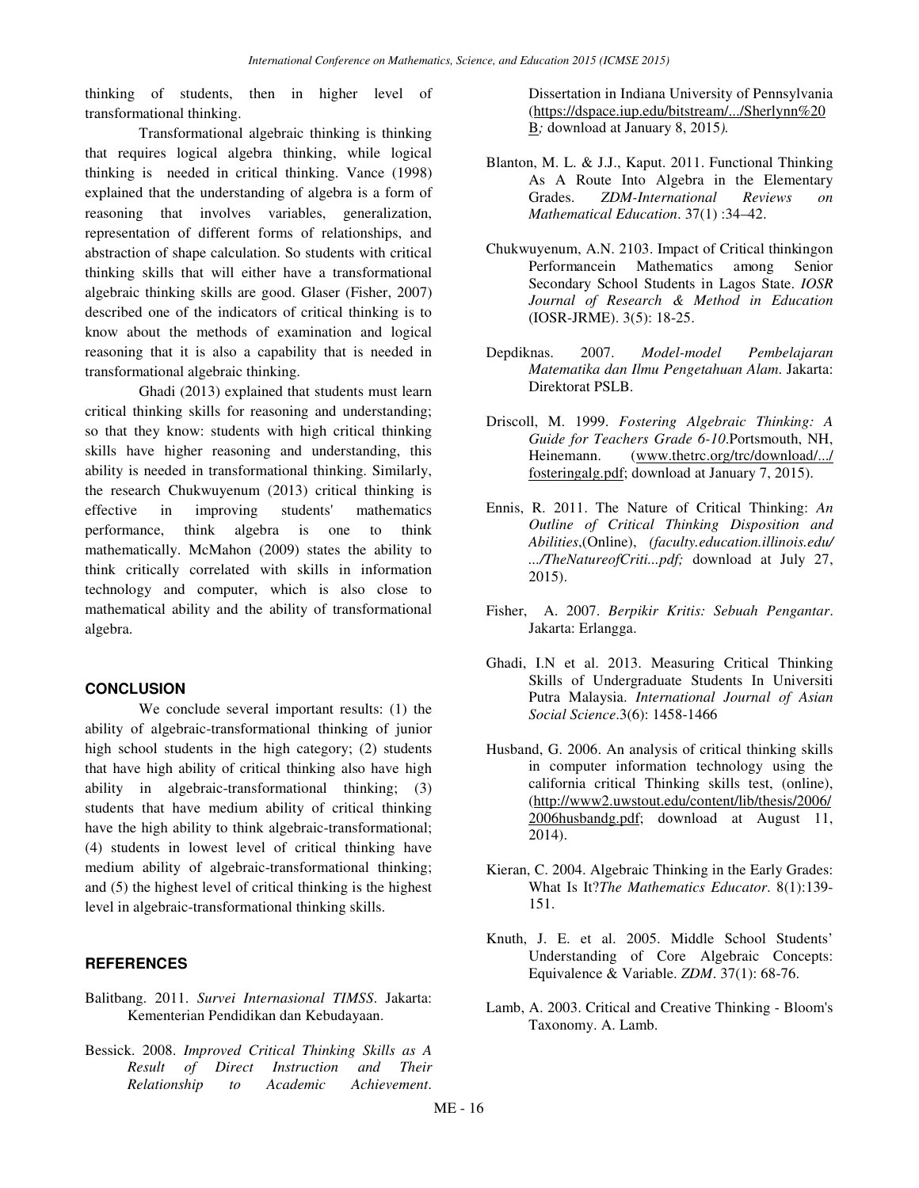thinking of students, then in higher level of transformational thinking.

Transformational algebraic thinking is thinking that requires logical algebra thinking, while logical thinking is needed in critical thinking. Vance (1998) explained that the understanding of algebra is a form of reasoning that involves variables, generalization, representation of different forms of relationships, and abstraction of shape calculation. So students with critical thinking skills that will either have a transformational algebraic thinking skills are good. Glaser (Fisher, 2007) described one of the indicators of critical thinking is to know about the methods of examination and logical reasoning that it is also a capability that is needed in transformational algebraic thinking.

Ghadi (2013) explained that students must learn critical thinking skills for reasoning and understanding; so that they know: students with high critical thinking skills have higher reasoning and understanding, this ability is needed in transformational thinking. Similarly, the research Chukwuyenum (2013) critical thinking is effective in improving students' mathematics performance, think algebra is one to think mathematically. McMahon (2009) states the ability to think critically correlated with skills in information technology and computer, which is also close to mathematical ability and the ability of transformational algebra.

## CONCLUSION

We conclude several important results: (1) the ability of algebraic-transformational thinking of junior high school students in the high category; (2) students that have high ability of critical thinking also have high ability in algebraic-transformational thinking; (3) students that have medium ability of critical thinking have the high ability to think algebraic-transformational; (4) students in lowest level of critical thinking have medium ability of algebraic-transformational thinking; and (5) the highest level of critical thinking is the highest level in algebraic-transformational thinking skills.

## REFERENCES

Balitbang. 2011. *Survei Internasional TIMSS*. Jakarta: Kementerian Pendidikan dan Kebudayaan.

Bessick. 2008. *Improved Critical Thinking Skills as A Result of Direct Instruction and Their Relationship to Academic Achievement*. Dissertation in Indiana University of Pennsylvania (https://dspace.iup.edu/bitstream/.../Sherlynn%20B*;* download at January 8, 2015*).*

Blanton, M. L. & J.J., Kaput. 2011. Functional Thinking As A Route Into Algebra in the Elementary Grades. *ZDM-International Reviews on Mathematical Education*. 37(1) :34–42.

Chukwuyenum, A.N. 2103. Impact of Critical thinkingon Performancein Mathematics among Senior Secondary School Students in Lagos State. *IOSR Journal of Research & Method in Education* (IOSR-JRME). 3(5): 18-25.

Depdiknas. 2007. *Model-model Pembelajaran Matematika dan Ilmu Pengetahuan Alam*. Jakarta: Direktorat PSLB.

Driscoll, M. 1999. *Fostering Algebraic Thinking: A Guide for Teachers Grade 6-10*.Portsmouth, NH, Heinemann. (www.thetrc.org/trc/download/.../fosteringalg.pdf; download at January 7, 2015).

Ennis, R. 2011. The Nature of Critical Thinking: *An Outline of Critical Thinking Disposition and Abilities*,(Online), *(faculty.education.illinois.edu/.../TheNatureofCriti...pdf;* download at July 27, 2015).

Fisher, A. 2007. *Berpikir Kritis: Sebuah Pengantar*. Jakarta: Erlangga.

Ghadi, I.N et al. 2013. Measuring Critical Thinking Skills of Undergraduate Students In Universiti Putra Malaysia. *International Journal of Asian Social Science*.3(6): 1458-1466

Husband, G. 2006. An analysis of critical thinking skills in computer information technology using the california critical Thinking skills test, (online), (http://www2.uwstout.edu/content/lib/thesis/2006/2006husbandg.pdf; download at August 11, 2014).

Kieran, C. 2004. Algebraic Thinking in the Early Grades: What Is It?*The Mathematics Educator*. 8(1):139-151.

Knuth, J. E. et al. 2005. Middle School Students' Understanding of Core Algebraic Concepts: Equivalence & Variable. *ZDM*. 37(1): 68-76.

Lamb, A. 2003. Critical and Creative Thinking - Bloom's Taxonomy. A. Lamb.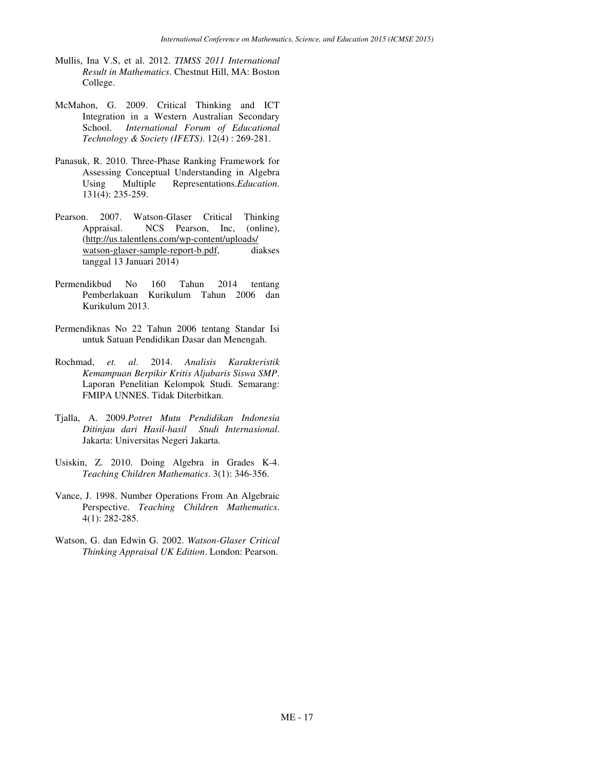Mullis, Ina V.S, et al. 2012. *TIMSS 2011 International Result in Mathematics*. Chestnut Hill, MA: Boston College.

McMahon, G. 2009. Critical Thinking and ICT Integration in a Western Australian Secondary School. *International Forum of Educational Technology & Society (IFETS)*. 12(4) : 269-281.

Panasuk, R. 2010. Three-Phase Ranking Framework for Assessing Conceptual Understanding in Algebra Using Multiple Representations.*Education*. 131(4): 235-259.

Pearson. 2007. Watson-Glaser Critical Thinking Appraisal. NCS Pearson, Inc, (online), (http://us.talentlens.com/wp-content/uploads/watson-glaser-sample-report-b.pdf, diakses tanggal 13 Januari 2014)

Permendikbud No 160 Tahun 2014 tentang Pemberlakuan Kurikulum Tahun 2006 dan Kurikulum 2013.

Permendiknas No 22 Tahun 2006 tentang Standar Isi untuk Satuan Pendidikan Dasar dan Menengah.

Rochmad, *et. al*. 2014. *Analisis Karakteristik Kemampuan Berpikir Kritis Aljabaris Siswa SMP*. Laporan Penelitian Kelompok Studi. Semarang: FMIPA UNNES. Tidak Diterbitkan.

Tjalla, A. 2009.*Potret Mutu Pendidikan Indonesia Ditinjau dari Hasil-hasil Studi Internasional*. Jakarta: Universitas Negeri Jakarta.

Usiskin, Z. 2010. Doing Algebra in Grades K-4. *Teaching Children Mathematics*. 3(1): 346-356.

Vance, J. 1998. Number Operations From An Algebraic Perspective. *Teaching Children Mathematics*. 4(1): 282-285.

Watson, G. dan Edwin G. 2002. *Watson-Glaser Critical Thinking Appraisal UK Edition*. London: Pearson.